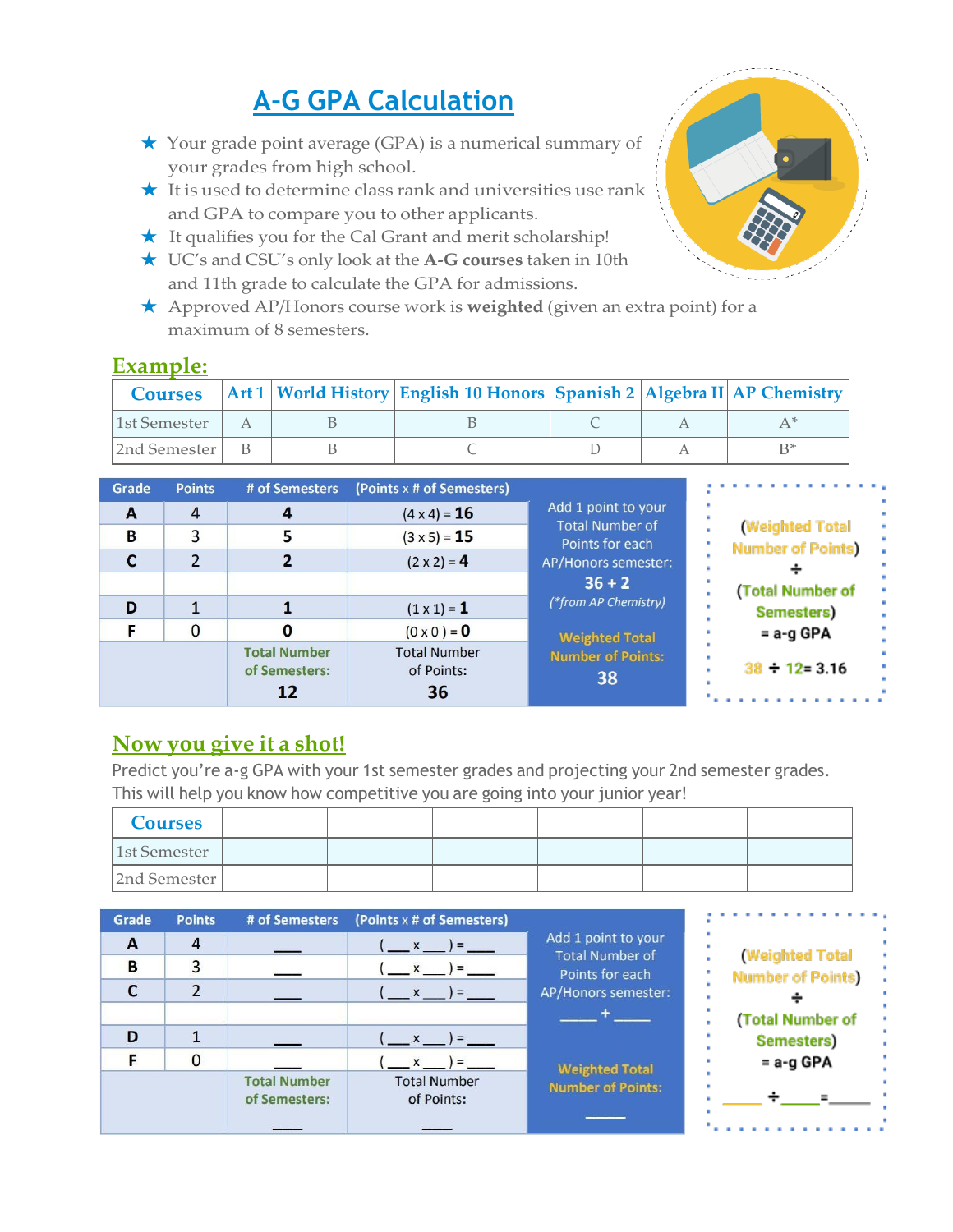# A-G GPA Calculation

- ★ Your grade point average (GPA) is a numerical summary of your grades from high school.
- ★ It is used to determine class rank and universities use rank and GPA to compare you to other applicants.
- ★ It qualifies you for the Cal Grant and merit scholarship!
- ★ UC's and CSU's only look at the **A-G courses** taken in 10th and 11th grade to calculate the GPA for admissions.
- ★ Approved AP/Honors course work is **weighted** (given an extra point) for a maximum of 8 semesters.

## Example:

| Courses | Art 1 | World History | English 10 Honors | Spanish 2 | Algebra II | AP Chemistry |
|---|---|---|---|---|---|---|
| 1st Semester | A | B | B | C | A | A* |
| 2nd Semester | B | B | C | D | A | B* |

| Grade | Points | # of Semesters | (Points x # of Semesters) |
|---|---|---|---|
| A | 4 | **4** | (4 x 4) = **16** |
| B | 3 | **5** | (3 x 5) = **15** |
| C | 2 | **2** | (2 x 2) = **4** |
| | | | |
| D | 1 | **1** | (1 x 1) = **1** |
| F | 0 | **0** | (0 x 0 ) = **0** |
| | | Total Number of Semesters: **12** | Total Number of Points: **36** |

Add 1 point to your Total Number of Points for each AP/Honors semester:
**36 + 2**
*(\*from AP Chemistry)*

Weighted Total Number of Points:
**38**

(Weighted Total Number of Points)
÷
(Total Number of Semesters)
= a-g GPA

**38 ÷ 12= 3.16**

## Now you give it a shot!

Predict you're a-g GPA with your 1st semester grades and projecting your 2nd semester grades. This will help you know how competitive you are going into your junior year!

| Courses | | | | | | |
|---|---|---|---|---|---|---|
| 1st Semester | | | | | | |
| 2nd Semester | | | | | | |

| Grade | Points | # of Semesters | (Points x # of Semesters) |
|---|---|---|---|
| A | 4 | ___ | ( ___ x ___ ) = ___ |
| B | 3 | ___ | ( ___ x ___ ) = ___ |
| C | 2 | ___ | ( ___ x ___ ) = ___ |
| | | | |
| D | 1 | ___ | ( ___ x ___ ) = ___ |
| F | 0 | ___ | ( ___ x ___ ) = ___ |
| | | Total Number of Semesters: ___ | Total Number of Points: ___ |

Add 1 point to your Total Number of Points for each AP/Honors semester:
_____ + _____

Weighted Total Number of Points:
_____

(Weighted Total Number of Points)
÷
(Total Number of Semesters)
= a-g GPA

_____ ÷ _____ = _____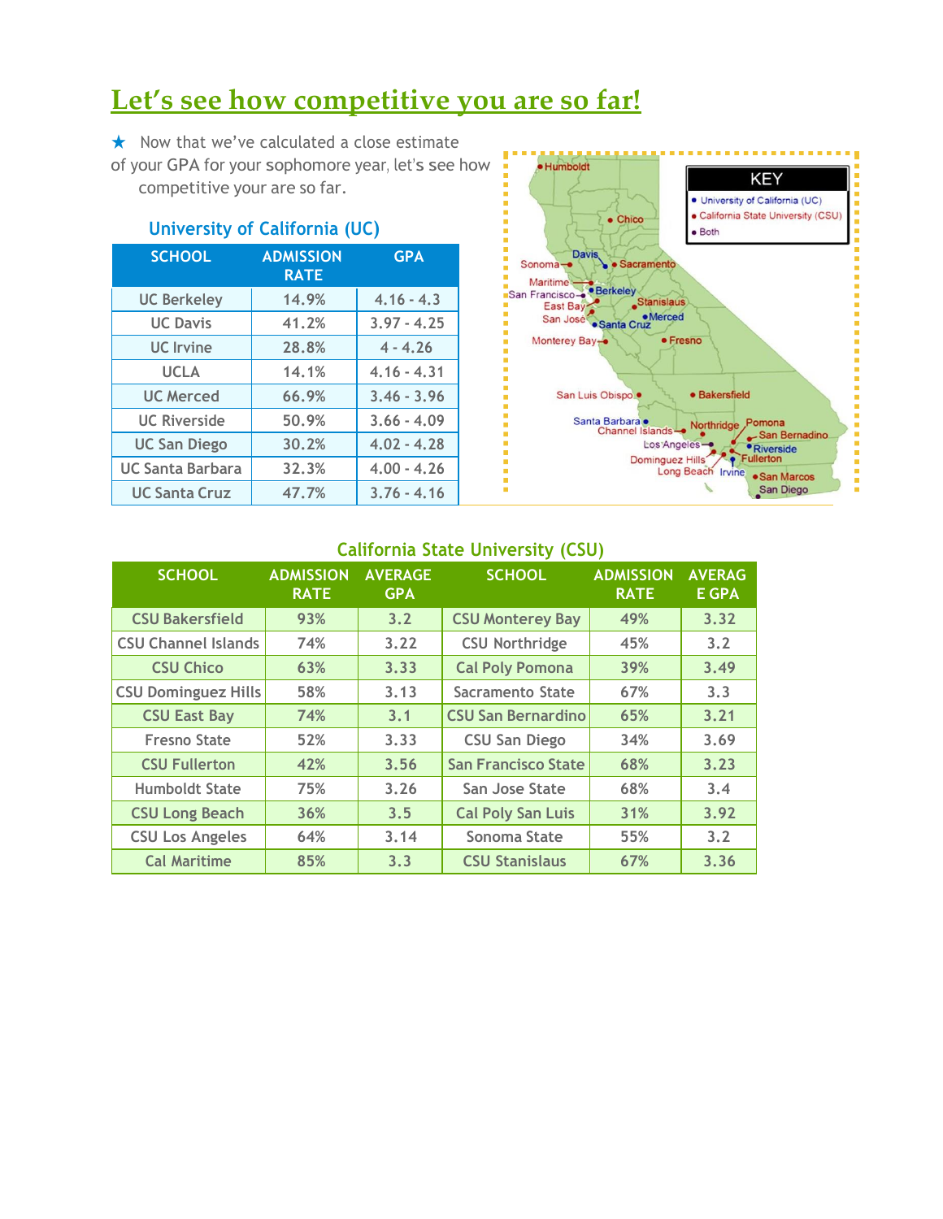# Let's see how competitive you are so far!

★ Now that we've calculated a close estimate of your GPA for your sophomore year, let's see how competitive your are so far.

## University of California (UC)

| SCHOOL | ADMISSION RATE | GPA |
|---|---|---|
| UC Berkeley | 14.9% | 4.16 - 4.3 |
| UC Davis | 41.2% | 3.97 - 4.25 |
| UC Irvine | 28.8% | 4 - 4.26 |
| UCLA | 14.1% | 4.16 - 4.31 |
| UC Merced | 66.9% | 3.46 - 3.96 |
| UC Riverside | 50.9% | 3.66 - 4.09 |
| UC San Diego | 30.2% | 4.02 - 4.28 |
| UC Santa Barbara | 32.3% | 4.00 - 4.26 |
| UC Santa Cruz | 47.7% | 3.76 - 4.16 |

KEY
- University of California (UC)
- California State University (CSU)
- Both

Humboldt
Chico
Sonoma
Davis
Sacramento
Maritime
San Francisco
Berkeley
East Bay
Stanislaus
San Jose
Merced
Santa Cruz
Monterey Bay
Fresno
San Luis Obispo
Bakersfield
Santa Barbara
Channel Islands
Northridge
Pomona
San Bernadino
Los Angeles
Riverside
Dominguez Hills
Fullerton
Long Beach
Irvine
San Marcos
San Diego

## California State University (CSU)

| SCHOOL | ADMISSION RATE | AVERAGE GPA | SCHOOL | ADMISSION RATE | AVERAGE GPA |
|---|---|---|---|---|---|
| CSU Bakersfield | 93% | 3.2 | CSU Monterey Bay | 49% | 3.32 |
| CSU Channel Islands | 74% | 3.22 | CSU Northridge | 45% | 3.2 |
| CSU Chico | 63% | 3.33 | Cal Poly Pomona | 39% | 3.49 |
| CSU Dominguez Hills | 58% | 3.13 | Sacramento State | 67% | 3.3 |
| CSU East Bay | 74% | 3.1 | CSU San Bernardino | 65% | 3.21 |
| Fresno State | 52% | 3.33 | CSU San Diego | 34% | 3.69 |
| CSU Fullerton | 42% | 3.56 | San Francisco State | 68% | 3.23 |
| Humboldt State | 75% | 3.26 | San Jose State | 68% | 3.4 |
| CSU Long Beach | 36% | 3.5 | Cal Poly San Luis | 31% | 3.92 |
| CSU Los Angeles | 64% | 3.14 | Sonoma State | 55% | 3.2 |
| Cal Maritime | 85% | 3.3 | CSU Stanislaus | 67% | 3.36 |